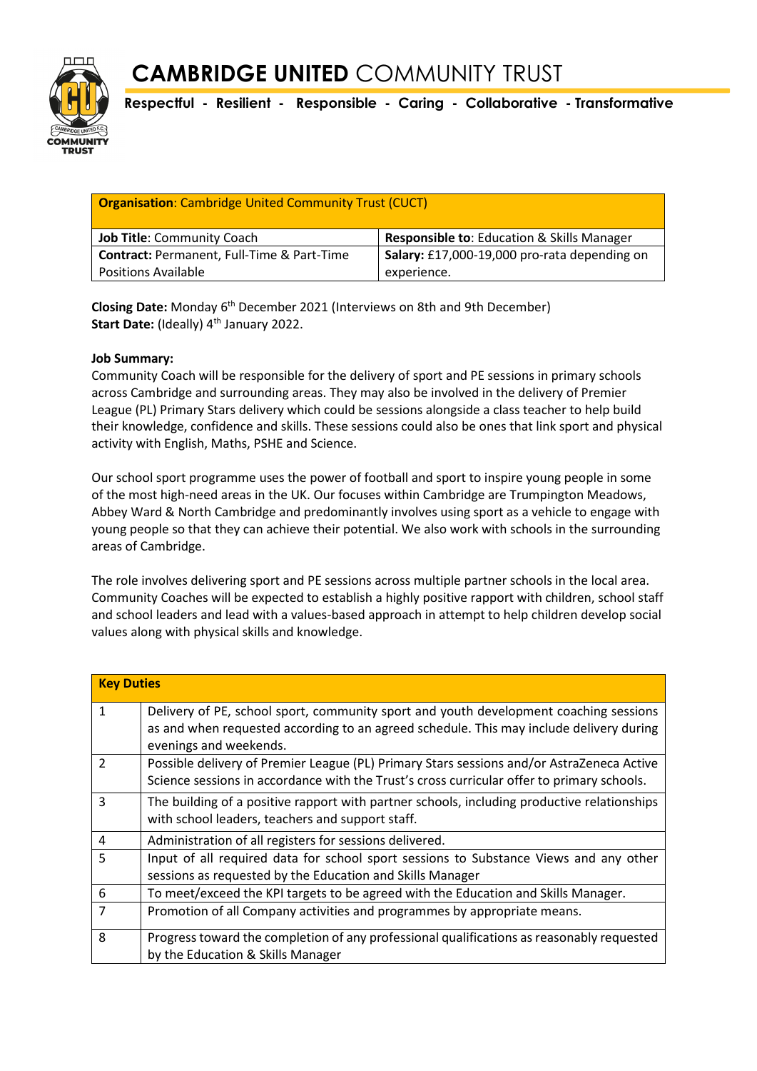# **CAMBRIDGE UNITED** COMMUNITY TRUST

**Respectful - Resilient - Responsible - Caring - Collaborative - Transformative**

| **Organisation**: Cambridge United Community Trust (CUCT) | |
|---|---|
| **Job Title**: Community Coach | **Responsible to**: Education & Skills Manager |
| **Contract:** Permanent, Full-Time & Part-Time Positions Available | **Salary:** £17,000-19,000 pro-rata depending on experience. |

**Closing Date:** Monday 6th December 2021 (Interviews on 8th and 9th December)
**Start Date:** (Ideally) 4th January 2022.

**Job Summary:**
Community Coach will be responsible for the delivery of sport and PE sessions in primary schools across Cambridge and surrounding areas. They may also be involved in the delivery of Premier League (PL) Primary Stars delivery which could be sessions alongside a class teacher to help build their knowledge, confidence and skills. These sessions could also be ones that link sport and physical activity with English, Maths, PSHE and Science.

Our school sport programme uses the power of football and sport to inspire young people in some of the most high-need areas in the UK. Our focuses within Cambridge are Trumpington Meadows, Abbey Ward & North Cambridge and predominantly involves using sport as a vehicle to engage with young people so that they can achieve their potential. We also work with schools in the surrounding areas of Cambridge.

The role involves delivering sport and PE sessions across multiple partner schools in the local area. Community Coaches will be expected to establish a highly positive rapport with children, school staff and school leaders and lead with a values-based approach in attempt to help children develop social values along with physical skills and knowledge.

| **Key Duties** | |
|---|---|
| 1 | Delivery of PE, school sport, community sport and youth development coaching sessions as and when requested according to an agreed schedule. This may include delivery during evenings and weekends. |
| 2 | Possible delivery of Premier League (PL) Primary Stars sessions and/or AstraZeneca Active Science sessions in accordance with the Trust's cross curricular offer to primary schools. |
| 3 | The building of a positive rapport with partner schools, including productive relationships with school leaders, teachers and support staff. |
| 4 | Administration of all registers for sessions delivered. |
| 5 | Input of all required data for school sport sessions to Substance Views and any other sessions as requested by the Education and Skills Manager |
| 6 | To meet/exceed the KPI targets to be agreed with the Education and Skills Manager. |
| 7 | Promotion of all Company activities and programmes by appropriate means. |
| 8 | Progress toward the completion of any professional qualifications as reasonably requested by the Education & Skills Manager |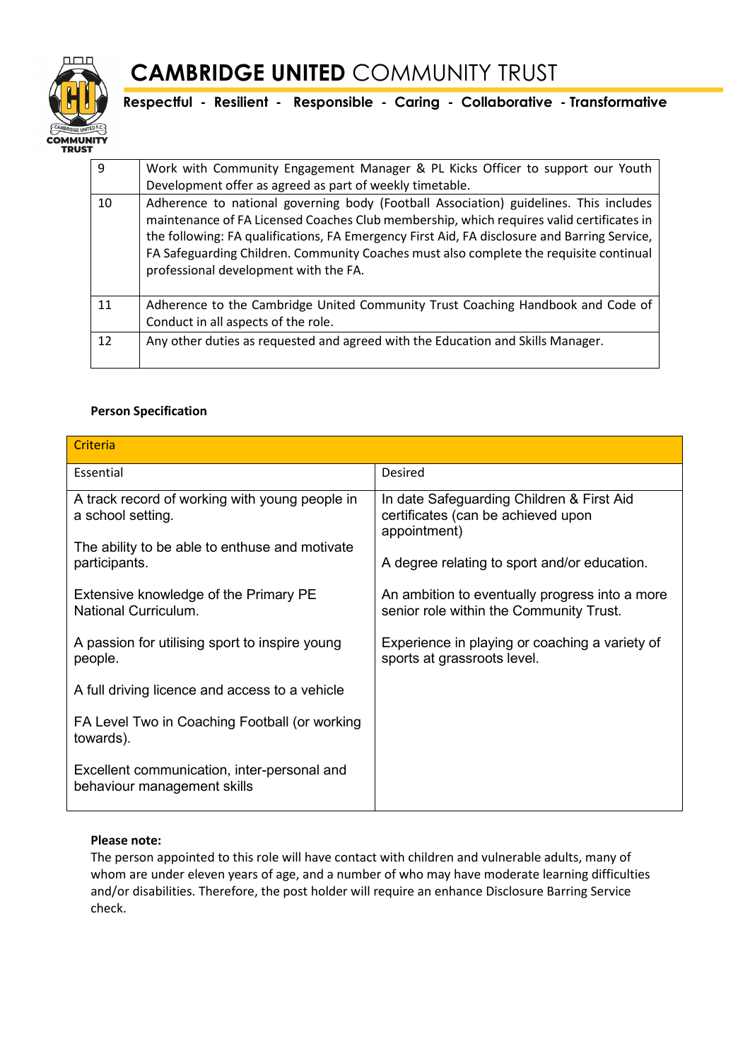| | |
|---|---|
| 9 | Work with Community Engagement Manager & PL Kicks Officer to support our Youth Development offer as agreed as part of weekly timetable. |
| 10 | Adherence to national governing body (Football Association) guidelines. This includes maintenance of FA Licensed Coaches Club membership, which requires valid certificates in the following: FA qualifications, FA Emergency First Aid, FA disclosure and Barring Service, FA Safeguarding Children. Community Coaches must also complete the requisite continual professional development with the FA. |
| 11 | Adherence to the Cambridge United Community Trust Coaching Handbook and Code of Conduct in all aspects of the role. |
| 12 | Any other duties as requested and agreed with the Education and Skills Manager. |

**Person Specification**

| Criteria | |
|---|---|
| Essential | Desired |
| A track record of working with young people in a school setting.<br><br>The ability to be able to enthuse and motivate participants.<br><br>Extensive knowledge of the Primary PE National Curriculum.<br><br>A passion for utilising sport to inspire young people.<br><br>A full driving licence and access to a vehicle<br><br>FA Level Two in Coaching Football (or working towards).<br><br>Excellent communication, inter-personal and behaviour management skills | In date Safeguarding Children & First Aid certificates (can be achieved upon appointment)<br><br>A degree relating to sport and/or education.<br><br>An ambition to eventually progress into a more senior role within the Community Trust.<br><br>Experience in playing or coaching a variety of sports at grassroots level. |

**Please note:**

The person appointed to this role will have contact with children and vulnerable adults, many of whom are under eleven years of age, and a number of who may have moderate learning difficulties and/or disabilities. Therefore, the post holder will require an enhance Disclosure Barring Service check.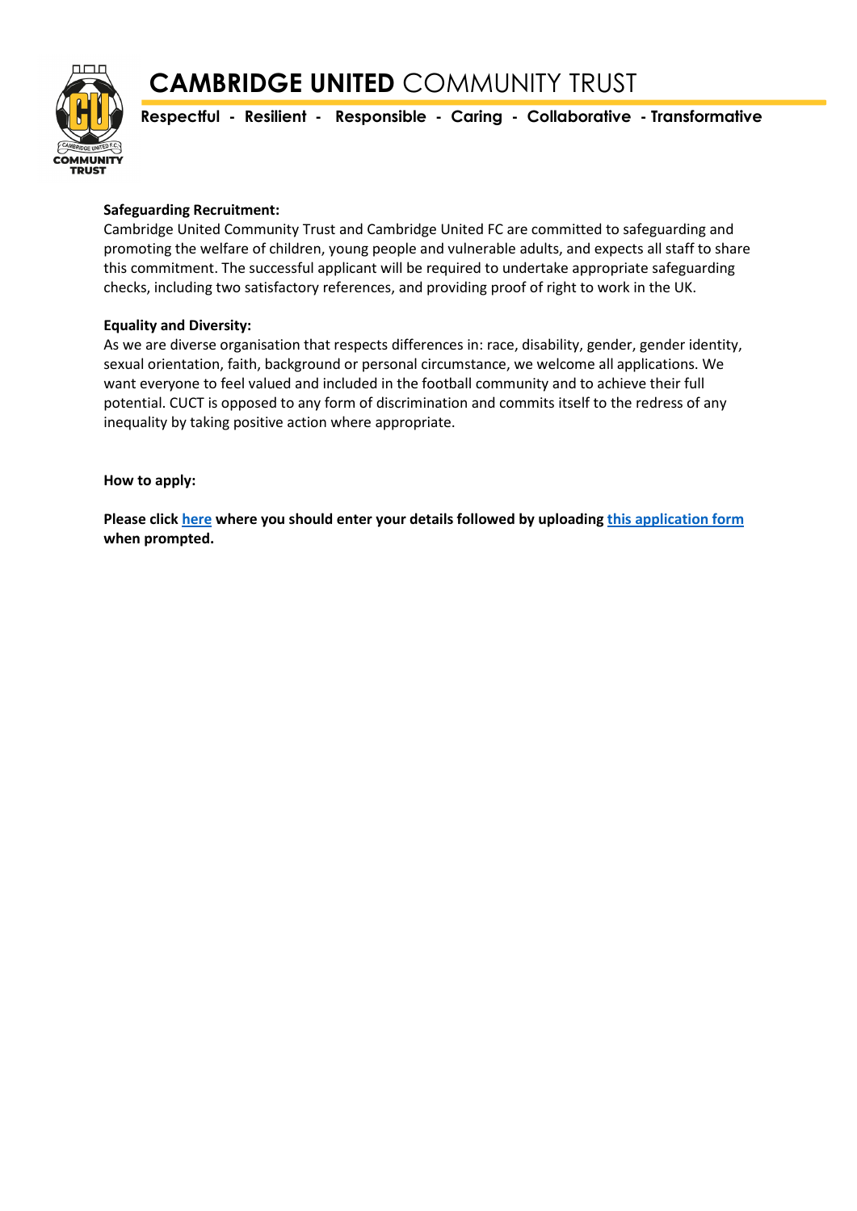**Safeguarding Recruitment:**
Cambridge United Community Trust and Cambridge United FC are committed to safeguarding and promoting the welfare of children, young people and vulnerable adults, and expects all staff to share this commitment. The successful applicant will be required to undertake appropriate safeguarding checks, including two satisfactory references, and providing proof of right to work in the UK.

**Equality and Diversity:**
As we are diverse organisation that respects differences in: race, disability, gender, gender identity, sexual orientation, faith, background or personal circumstance, we welcome all applications. We want everyone to feel valued and included in the football community and to achieve their full potential. CUCT is opposed to any form of discrimination and commits itself to the redress of any inequality by taking positive action where appropriate.

**How to apply:**

**Please click here where you should enter your details followed by uploading this application form when prompted.**